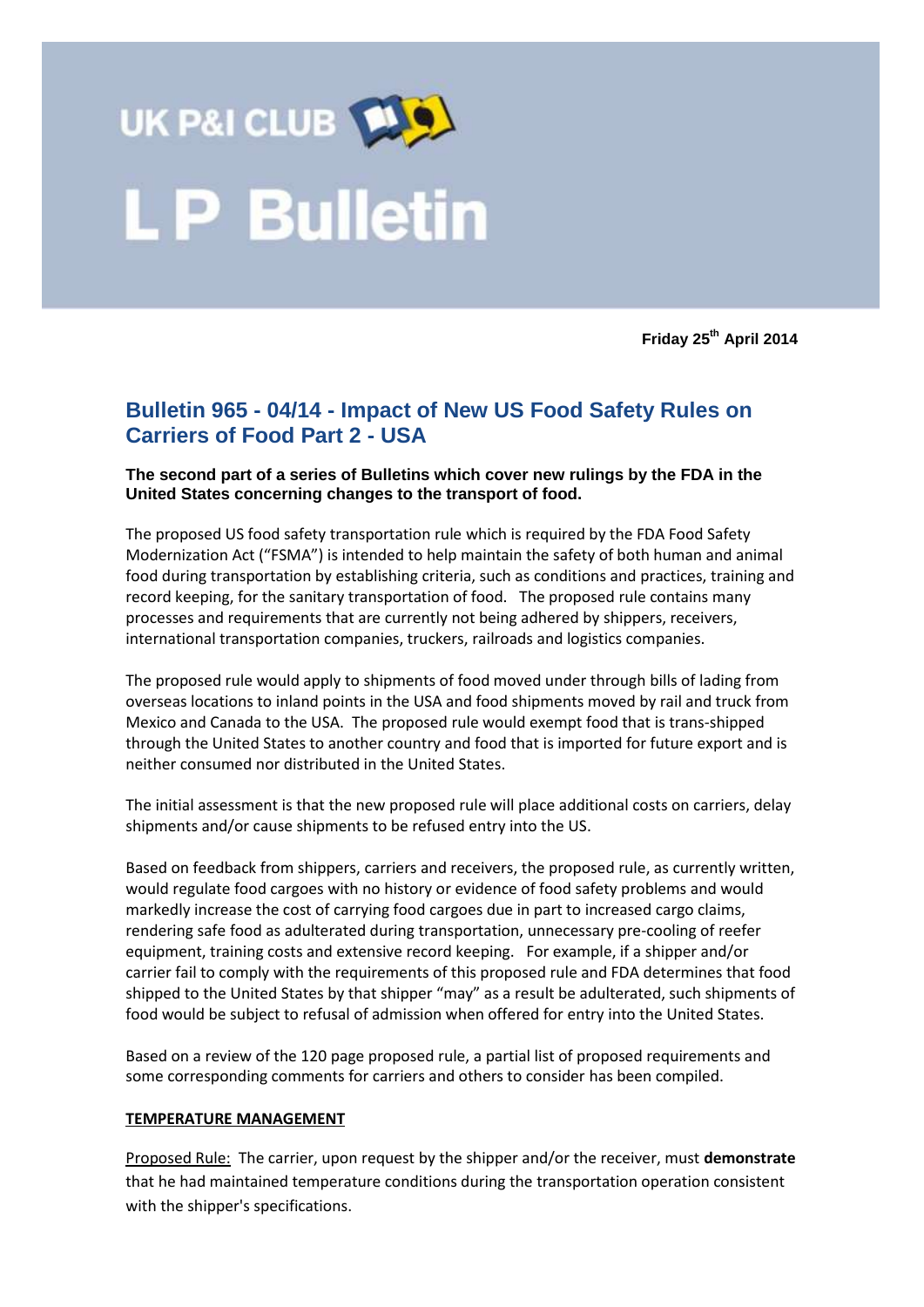# UK P&I CLUB

# L P Bulletin

**Friday 25th April 2014**

## Bulletin 965 - 04/14 - Impact of New US Food Safety Rules on Carriers of Food Part 2 - USA

**The second part of a series of Bulletins which cover new rulings by the FDA in the United States concerning changes to the transport of food.**

The proposed US food safety transportation rule which is required by the FDA Food Safety Modernization Act ("FSMA") is intended to help maintain the safety of both human and animal food during transportation by establishing criteria, such as conditions and practices, training and record keeping, for the sanitary transportation of food. The proposed rule contains many processes and requirements that are currently not being adhered by shippers, receivers, international transportation companies, truckers, railroads and logistics companies.

The proposed rule would apply to shipments of food moved under through bills of lading from overseas locations to inland points in the USA and food shipments moved by rail and truck from Mexico and Canada to the USA. The proposed rule would exempt food that is trans-shipped through the United States to another country and food that is imported for future export and is neither consumed nor distributed in the United States.

The initial assessment is that the new proposed rule will place additional costs on carriers, delay shipments and/or cause shipments to be refused entry into the US.

Based on feedback from shippers, carriers and receivers, the proposed rule, as currently written, would regulate food cargoes with no history or evidence of food safety problems and would markedly increase the cost of carrying food cargoes due in part to increased cargo claims, rendering safe food as adulterated during transportation, unnecessary pre-cooling of reefer equipment, training costs and extensive record keeping. For example, if a shipper and/or carrier fail to comply with the requirements of this proposed rule and FDA determines that food shipped to the United States by that shipper "may" as a result be adulterated, such shipments of food would be subject to refusal of admission when offered for entry into the United States.

Based on a review of the 120 page proposed rule, a partial list of proposed requirements and some corresponding comments for carriers and others to consider has been compiled.

**TEMPERATURE MANAGEMENT**

Proposed Rule: The carrier, upon request by the shipper and/or the receiver, must **demonstrate** that he had maintained temperature conditions during the transportation operation consistent with the shipper's specifications.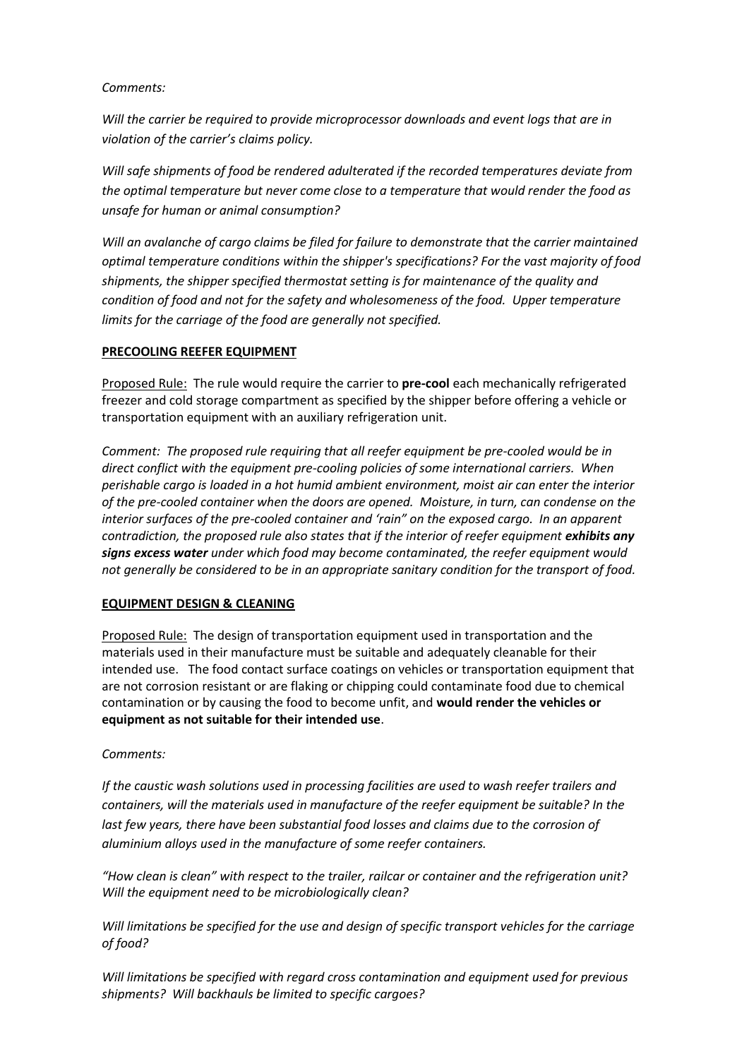*Comments:*

*Will the carrier be required to provide microprocessor downloads and event logs that are in violation of the carrier's claims policy.*

*Will safe shipments of food be rendered adulterated if the recorded temperatures deviate from the optimal temperature but never come close to a temperature that would render the food as unsafe for human or animal consumption?*

*Will an avalanche of cargo claims be filed for failure to demonstrate that the carrier maintained optimal temperature conditions within the shipper's specifications? For the vast majority of food shipments, the shipper specified thermostat setting is for maintenance of the quality and condition of food and not for the safety and wholesomeness of the food. Upper temperature limits for the carriage of the food are generally not specified.*

**PRECOOLING REEFER EQUIPMENT**

Proposed Rule: The rule would require the carrier to **pre-cool** each mechanically refrigerated freezer and cold storage compartment as specified by the shipper before offering a vehicle or transportation equipment with an auxiliary refrigeration unit.

*Comment: The proposed rule requiring that all reefer equipment be pre-cooled would be in direct conflict with the equipment pre-cooling policies of some international carriers. When perishable cargo is loaded in a hot humid ambient environment, moist air can enter the interior of the pre-cooled container when the doors are opened. Moisture, in turn, can condense on the interior surfaces of the pre-cooled container and 'rain" on the exposed cargo. In an apparent contradiction, the proposed rule also states that if the interior of reefer equipment **exhibits any signs excess water** under which food may become contaminated, the reefer equipment would not generally be considered to be in an appropriate sanitary condition for the transport of food.*

**EQUIPMENT DESIGN & CLEANING**

Proposed Rule: The design of transportation equipment used in transportation and the materials used in their manufacture must be suitable and adequately cleanable for their intended use. The food contact surface coatings on vehicles or transportation equipment that are not corrosion resistant or are flaking or chipping could contaminate food due to chemical contamination or by causing the food to become unfit, and **would render the vehicles or equipment as not suitable for their intended use**.

*Comments:*

*If the caustic wash solutions used in processing facilities are used to wash reefer trailers and containers, will the materials used in manufacture of the reefer equipment be suitable? In the last few years, there have been substantial food losses and claims due to the corrosion of aluminium alloys used in the manufacture of some reefer containers.*

*"How clean is clean" with respect to the trailer, railcar or container and the refrigeration unit? Will the equipment need to be microbiologically clean?*

*Will limitations be specified for the use and design of specific transport vehicles for the carriage of food?*

*Will limitations be specified with regard cross contamination and equipment used for previous shipments? Will backhauls be limited to specific cargoes?*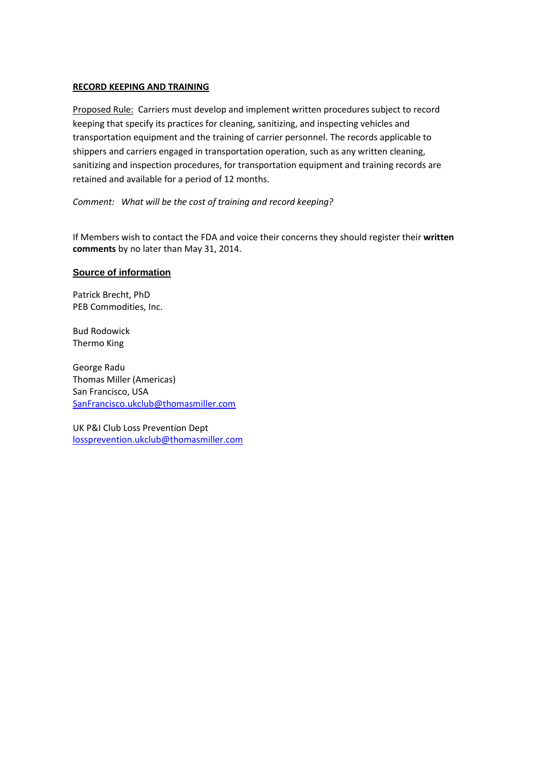**RECORD KEEPING AND TRAINING**

Proposed Rule: Carriers must develop and implement written procedures subject to record keeping that specify its practices for cleaning, sanitizing, and inspecting vehicles and transportation equipment and the training of carrier personnel. The records applicable to shippers and carriers engaged in transportation operation, such as any written cleaning, sanitizing and inspection procedures, for transportation equipment and training records are retained and available for a period of 12 months.

*Comment: What will be the cost of training and record keeping?*

If Members wish to contact the FDA and voice their concerns they should register their **written comments** by no later than May 31, 2014.

## Source of information

Patrick Brecht, PhD
PEB Commodities, Inc.

Bud Rodowick
Thermo King

George Radu
Thomas Miller (Americas)
San Francisco, USA
SanFrancisco.ukclub@thomasmiller.com

UK P&I Club Loss Prevention Dept
lossprevention.ukclub@thomasmiller.com